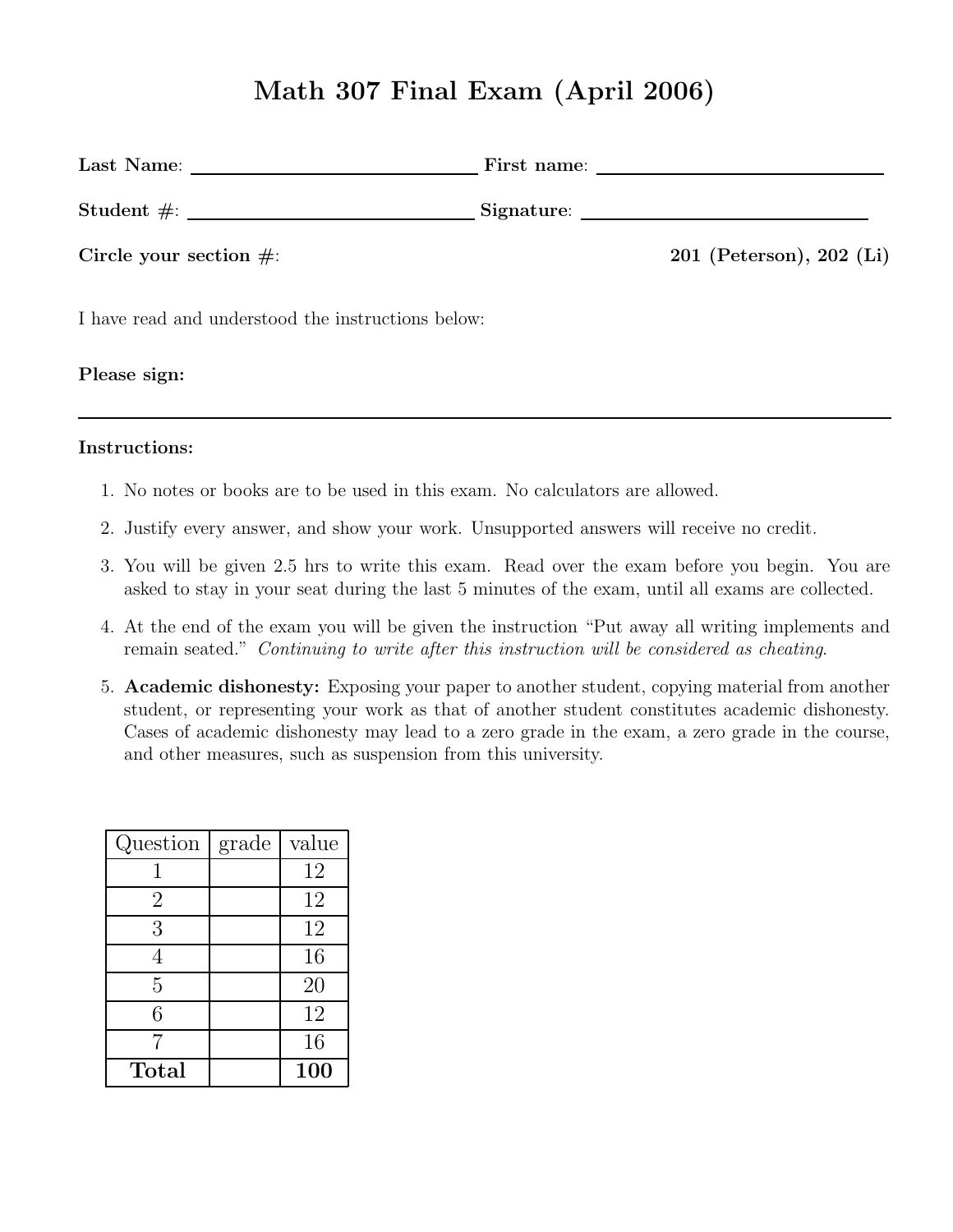# Math 307 Final Exam (April 2006)

**Last Name**: ______________________________ **First name**: ______________________________

**Student #**: ______________________________ **Signature**: ______________________________

**Circle your section #**: **201 (Peterson), 202 (Li)**

I have read and understood the instructions below:

**Please sign:**

---

**Instructions:**

1. No notes or books are to be used in this exam. No calculators are allowed.
2. Justify every answer, and show your work. Unsupported answers will receive no credit.
3. You will be given 2.5 hrs to write this exam. Read over the exam before you begin. You are asked to stay in your seat during the last 5 minutes of the exam, until all exams are collected.
4. At the end of the exam you will be given the instruction "Put away all writing implements and remain seated." *Continuing to write after this instruction will be considered as cheating.*
5. **Academic dishonesty:** Exposing your paper to another student, copying material from another student, or representing your work as that of another student constitutes academic dishonesty. Cases of academic dishonesty may lead to a zero grade in the exam, a zero grade in the course, and other measures, such as suspension from this university.

| Question | grade | value |
|---|---|---|
| 1 | | 12 |
| 2 | | 12 |
| 3 | | 12 |
| 4 | | 16 |
| 5 | | 20 |
| 6 | | 12 |
| 7 | | 16 |
| **Total** | | **100** |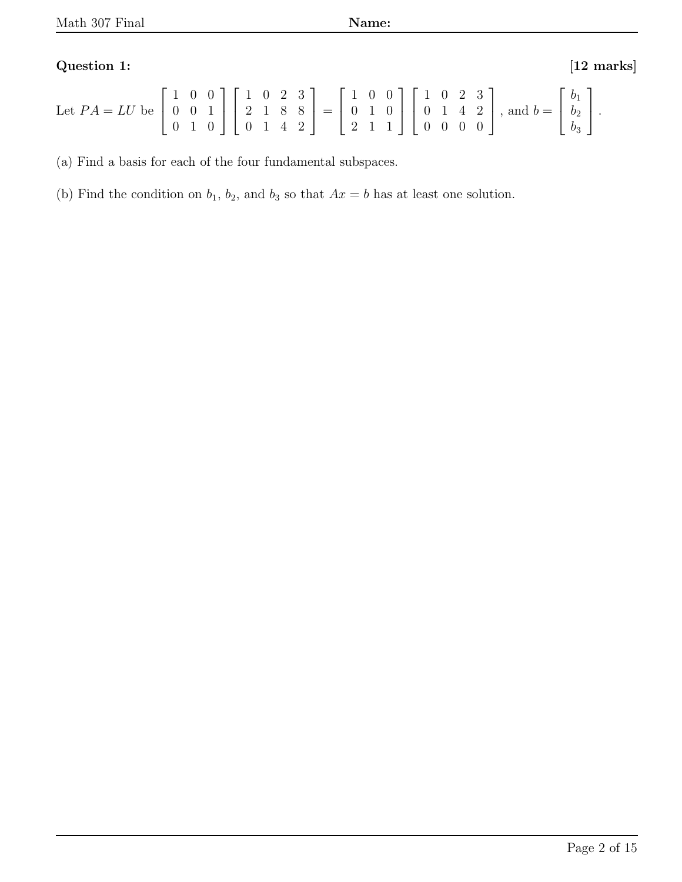**Question 1:** **[12 marks]**

Let $PA = LU$ be $\begin{bmatrix} 1 & 0 & 0 \\ 0 & 0 & 1 \\ 0 & 1 & 0 \end{bmatrix} \begin{bmatrix} 1 & 0 & 2 & 3 \\ 2 & 1 & 8 & 8 \\ 0 & 1 & 4 & 2 \end{bmatrix} = \begin{bmatrix} 1 & 0 & 0 \\ 0 & 1 & 0 \\ 2 & 1 & 1 \end{bmatrix} \begin{bmatrix} 1 & 0 & 2 & 3 \\ 0 & 1 & 4 & 2 \\ 0 & 0 & 0 & 0 \end{bmatrix}$, and $b = \begin{bmatrix} b_1 \\ b_2 \\ b_3 \end{bmatrix}$.

(a) Find a basis for each of the four fundamental subspaces.

(b) Find the condition on $b_1$, $b_2$, and $b_3$ so that $Ax = b$ has at least one solution.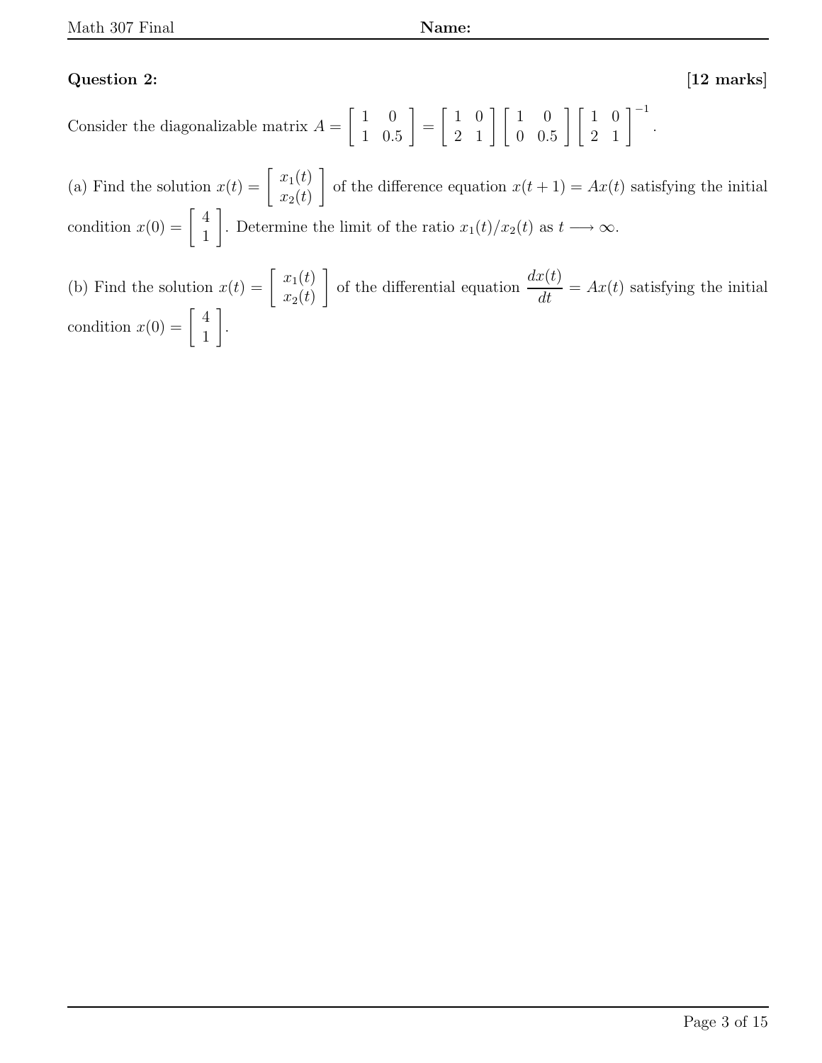**Question 2:** **[12 marks]**

Consider the diagonalizable matrix $A = \begin{bmatrix} 1 & 0 \\ 1 & 0.5 \end{bmatrix} = \begin{bmatrix} 1 & 0 \\ 2 & 1 \end{bmatrix} \begin{bmatrix} 1 & 0 \\ 0 & 0.5 \end{bmatrix} \begin{bmatrix} 1 & 0 \\ 2 & 1 \end{bmatrix}^{-1}$.

(a) Find the solution $x(t) = \begin{bmatrix} x_1(t) \\ x_2(t) \end{bmatrix}$ of the difference equation $x(t+1) = Ax(t)$ satisfying the initial condition $x(0) = \begin{bmatrix} 4 \\ 1 \end{bmatrix}$. Determine the limit of the ratio $x_1(t)/x_2(t)$ as $t \longrightarrow \infty$.

(b) Find the solution $x(t) = \begin{bmatrix} x_1(t) \\ x_2(t) \end{bmatrix}$ of the differential equation $\dfrac{dx(t)}{dt} = Ax(t)$ satisfying the initial condition $x(0) = \begin{bmatrix} 4 \\ 1 \end{bmatrix}$.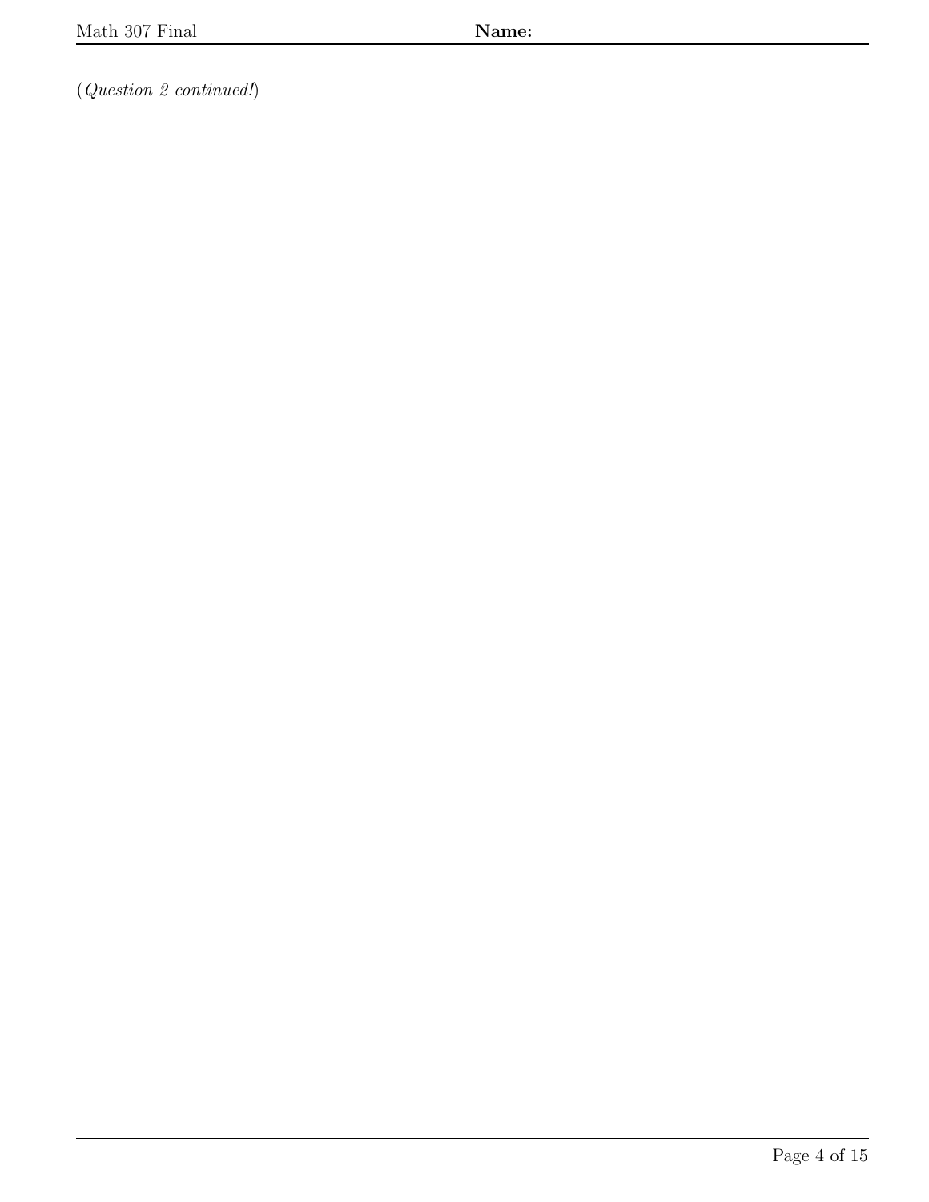(*Question 2 continued!*)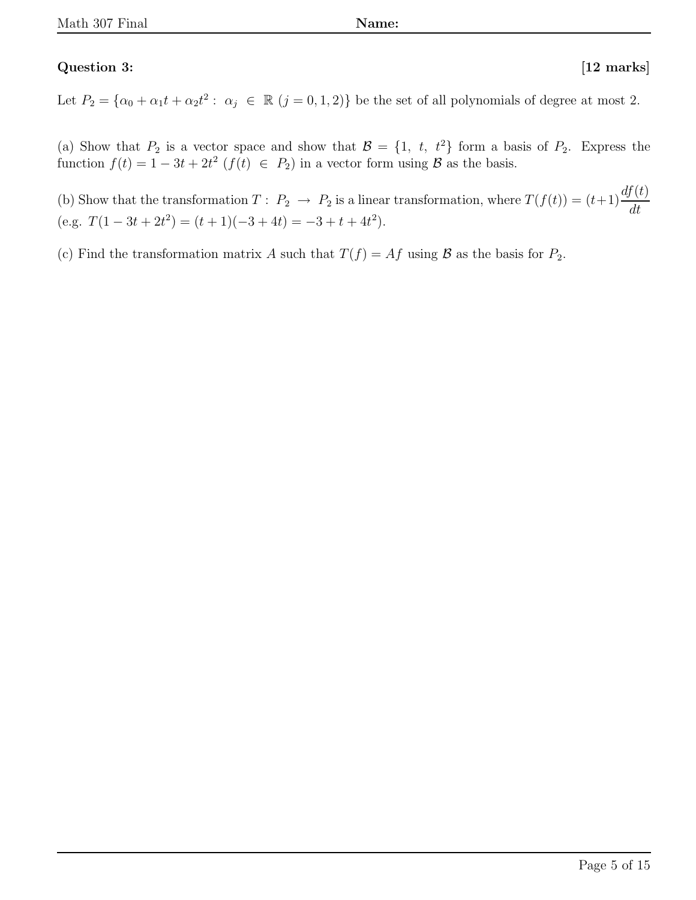**Question 3:** **[12 marks]**

Let $P_2 = \{\alpha_0 + \alpha_1 t + \alpha_2 t^2 : \ \alpha_j \ \in \ \mathbb{R} \ (j = 0, 1, 2)\}$ be the set of all polynomials of degree at most 2.

(a) Show that $P_2$ is a vector space and show that $\mathcal{B} = \{1, \ t, \ t^2\}$ form a basis of $P_2$. Express the function $f(t) = 1 - 3t + 2t^2$ ($f(t) \ \in \ P_2$) in a vector form using $\mathcal{B}$ as the basis.

(b) Show that the transformation $T : \ P_2 \ \rightarrow \ P_2$ is a linear transformation, where $T(f(t)) = (t+1)\dfrac{df(t)}{dt}$ (e.g. $T(1 - 3t + 2t^2) = (t + 1)(-3 + 4t) = -3 + t + 4t^2$).

(c) Find the transformation matrix $A$ such that $T(f) = Af$ using $\mathcal{B}$ as the basis for $P_2$.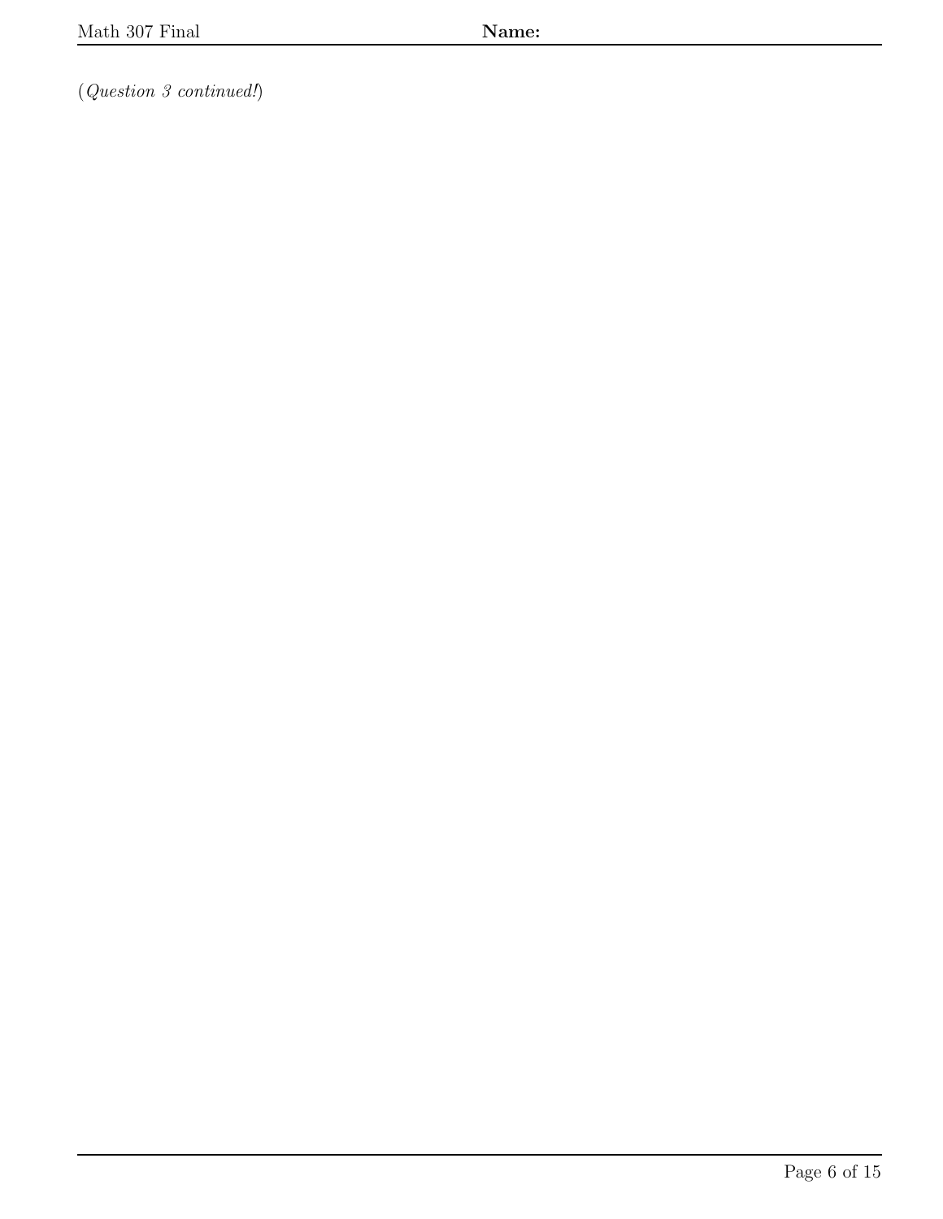(*Question 3 continued!*)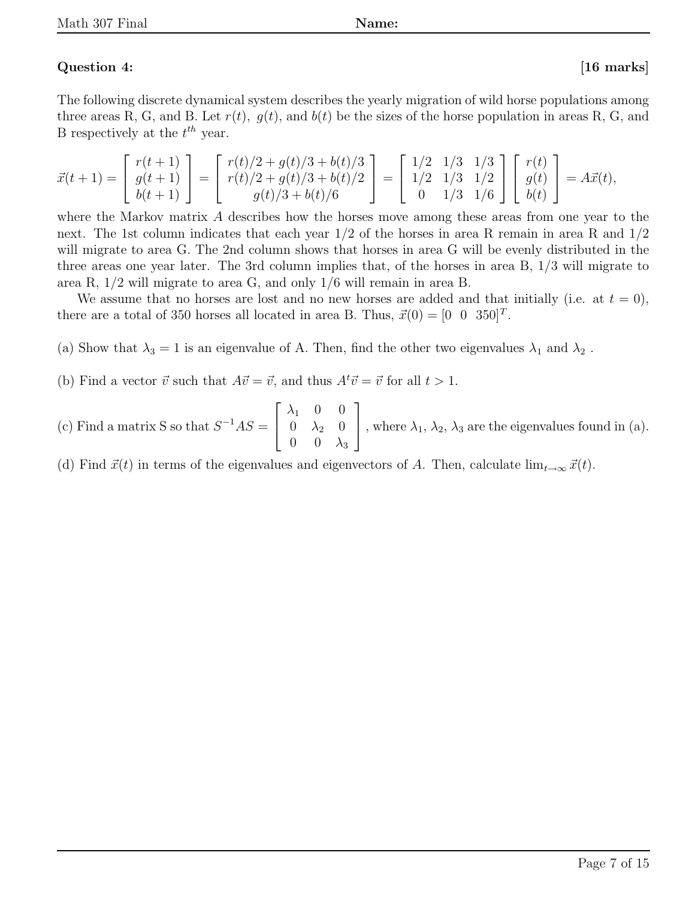**Question 4:** **[16 marks]**

The following discrete dynamical system describes the yearly migration of wild horse populations among three areas R, G, and B. Let $r(t)$, $g(t)$, and $b(t)$ be the sizes of the horse population in areas R, G, and B respectively at the $t^{th}$ year.

$$\vec{x}(t+1) = \begin{bmatrix} r(t+1) \\ g(t+1) \\ b(t+1) \end{bmatrix} = \begin{bmatrix} r(t)/2 + g(t)/3 + b(t)/3 \\ r(t)/2 + g(t)/3 + b(t)/2 \\ g(t)/3 + b(t)/6 \end{bmatrix} = \begin{bmatrix} 1/2 & 1/3 & 1/3 \\ 1/2 & 1/3 & 1/2 \\ 0 & 1/3 & 1/6 \end{bmatrix} \begin{bmatrix} r(t) \\ g(t) \\ b(t) \end{bmatrix} = A\vec{x}(t),$$

where the Markov matrix $A$ describes how the horses move among these areas from one year to the next. The 1st column indicates that each year 1/2 of the horses in area R remain in area R and 1/2 will migrate to area G. The 2nd column shows that horses in area G will be evenly distributed in the three areas one year later. The 3rd column implies that, of the horses in area B, 1/3 will migrate to area R, 1/2 will migrate to area G, and only 1/6 will remain in area B.

We assume that no horses are lost and no new horses are added and that initially (i.e. at $t = 0$), there are a total of 350 horses all located in area B. Thus, $\vec{x}(0) = [0 \;\; 0 \;\; 350]^T$.

(a) Show that $\lambda_3 = 1$ is an eigenvalue of A. Then, find the other two eigenvalues $\lambda_1$ and $\lambda_2$ .

(b) Find a vector $\vec{v}$ such that $A\vec{v} = \vec{v}$, and thus $A^t\vec{v} = \vec{v}$ for all $t > 1$.

(c) Find a matrix S so that $S^{-1}AS = \begin{bmatrix} \lambda_1 & 0 & 0 \\ 0 & \lambda_2 & 0 \\ 0 & 0 & \lambda_3 \end{bmatrix}$, where $\lambda_1$, $\lambda_2$, $\lambda_3$ are the eigenvalues found in (a).

(d) Find $\vec{x}(t)$ in terms of the eigenvalues and eigenvectors of $A$. Then, calculate $\lim_{t\to\infty} \vec{x}(t)$.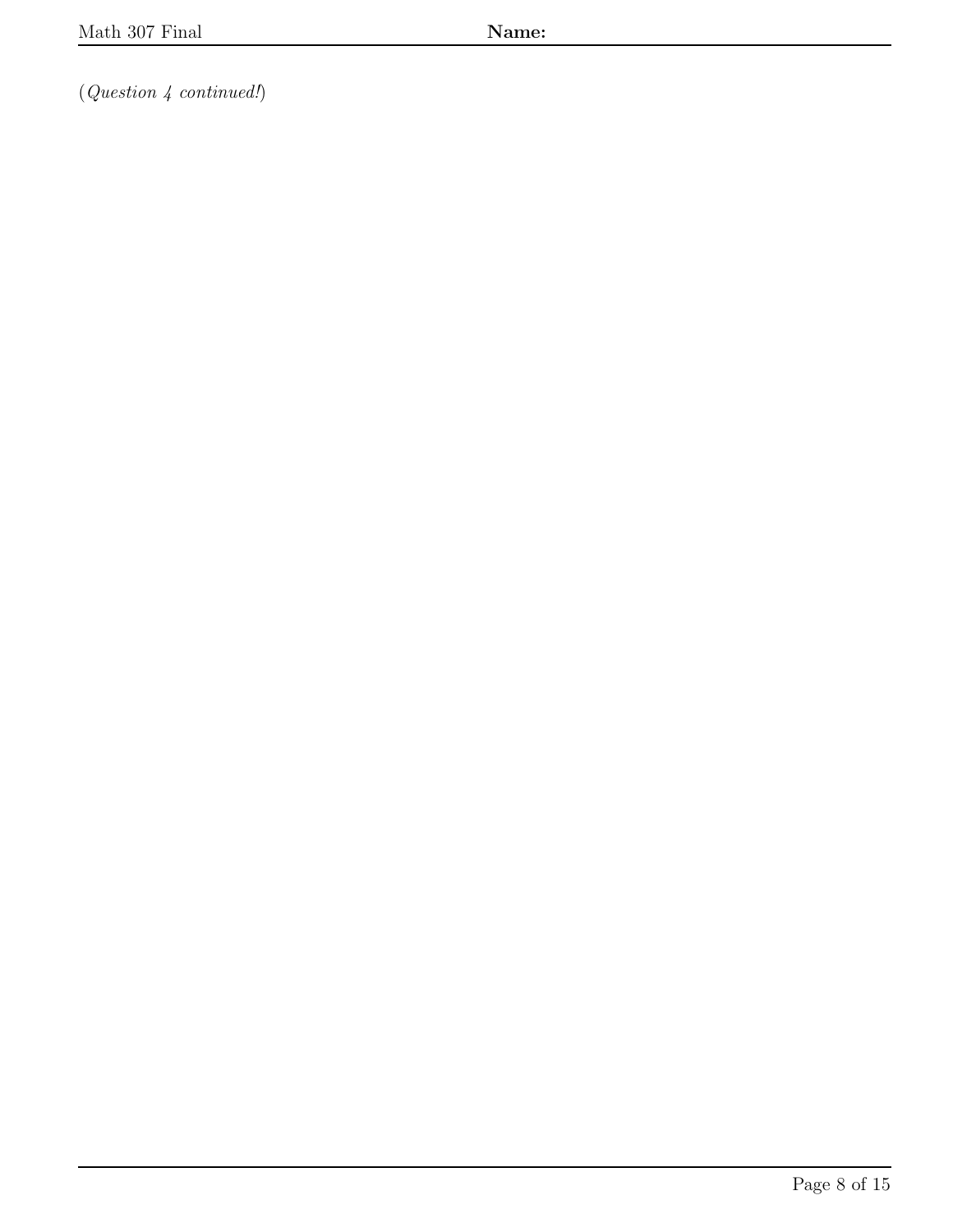(*Question 4 continued!*)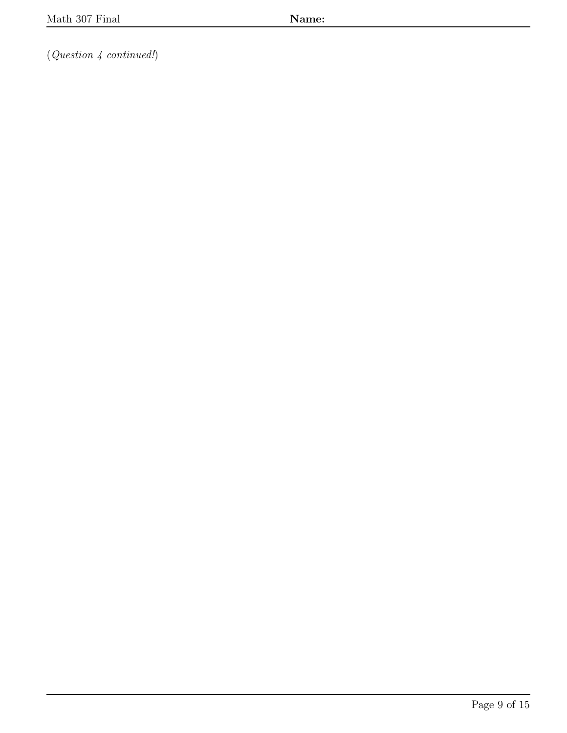(*Question 4 continued!*)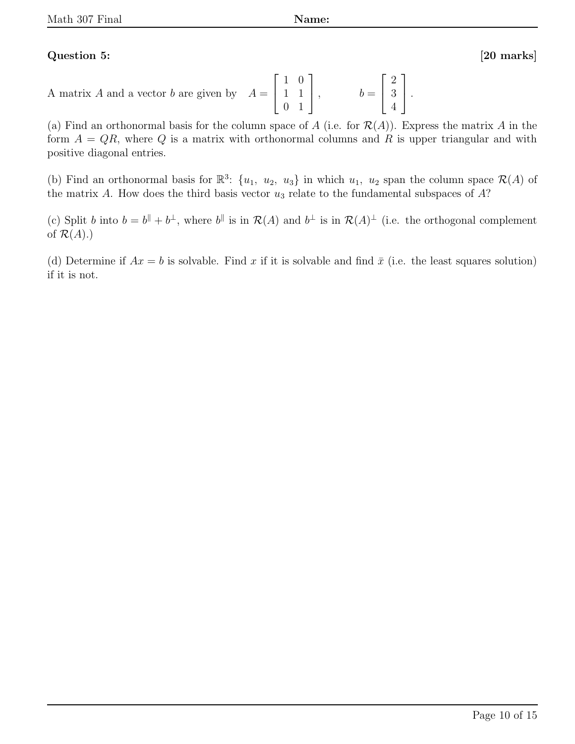**Question 5:** **[20 marks]**

A matrix $A$ and a vector $b$ are given by $A = \begin{bmatrix} 1 & 0 \\ 1 & 1 \\ 0 & 1 \end{bmatrix}$, $\qquad b = \begin{bmatrix} 2 \\ 3 \\ 4 \end{bmatrix}$.

(a) Find an orthonormal basis for the column space of $A$ (i.e. for $\mathcal{R}(A)$). Express the matrix $A$ in the form $A = QR$, where $Q$ is a matrix with orthonormal columns and $R$ is upper triangular and with positive diagonal entries.

(b) Find an orthonormal basis for $\mathbb{R}^3$: $\{u_1,\ u_2,\ u_3\}$ in which $u_1,\ u_2$ span the column space $\mathcal{R}(A)$ of the matrix $A$. How does the third basis vector $u_3$ relate to the fundamental subspaces of $A$?

(c) Split $b$ into $b = b^{\parallel} + b^{\perp}$, where $b^{\parallel}$ is in $\mathcal{R}(A)$ and $b^{\perp}$ is in $\mathcal{R}(A)^{\perp}$ (i.e. the orthogonal complement of $\mathcal{R}(A)$.)

(d) Determine if $Ax = b$ is solvable. Find $x$ if it is solvable and find $\bar{x}$ (i.e. the least squares solution) if it is not.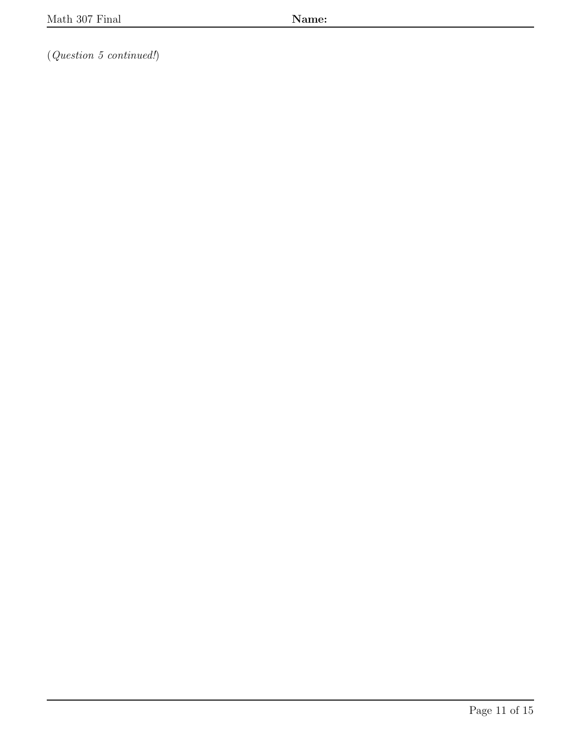(*Question 5 continued!*)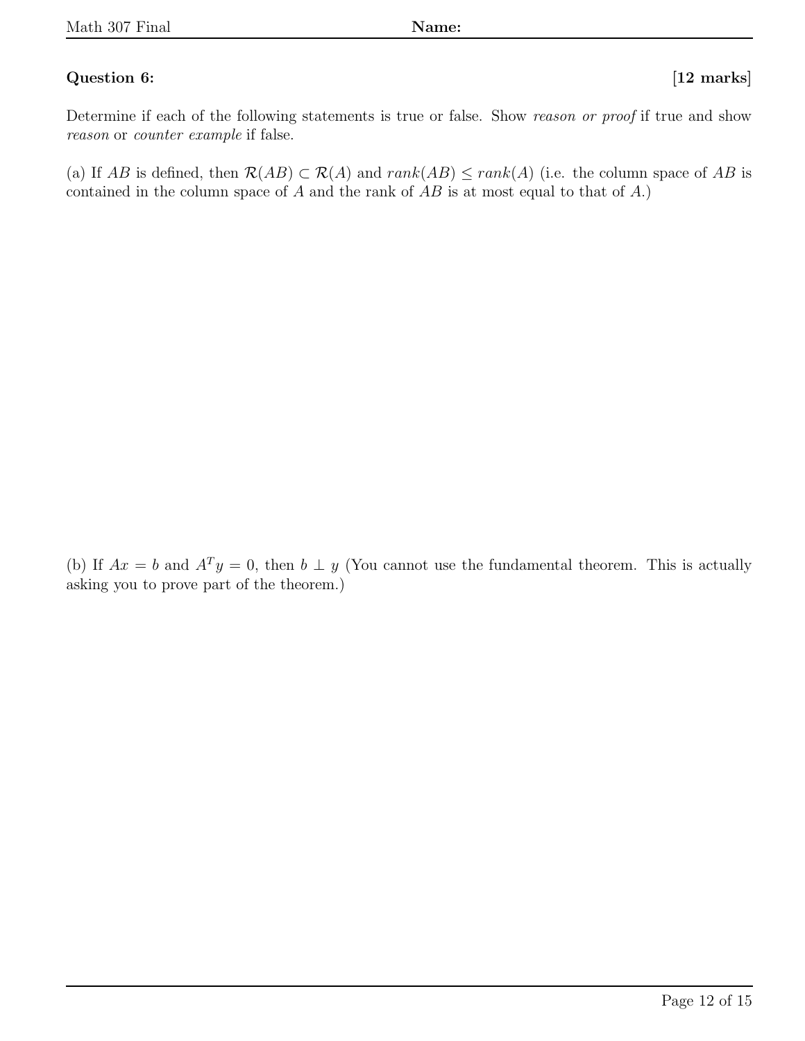**Question 6:** **[12 marks]**

Determine if each of the following statements is true or false. Show *reason or proof* if true and show *reason* or *counter example* if false.

(a) If $AB$ is defined, then $\mathcal{R}(AB) \subset \mathcal{R}(A)$ and $rank(AB) \leq rank(A)$ (i.e. the column space of $AB$ is contained in the column space of $A$ and the rank of $AB$ is at most equal to that of $A$.)

(b) If $Ax = b$ and $A^T y = 0$, then $b \perp y$ (You cannot use the fundamental theorem. This is actually asking you to prove part of the theorem.)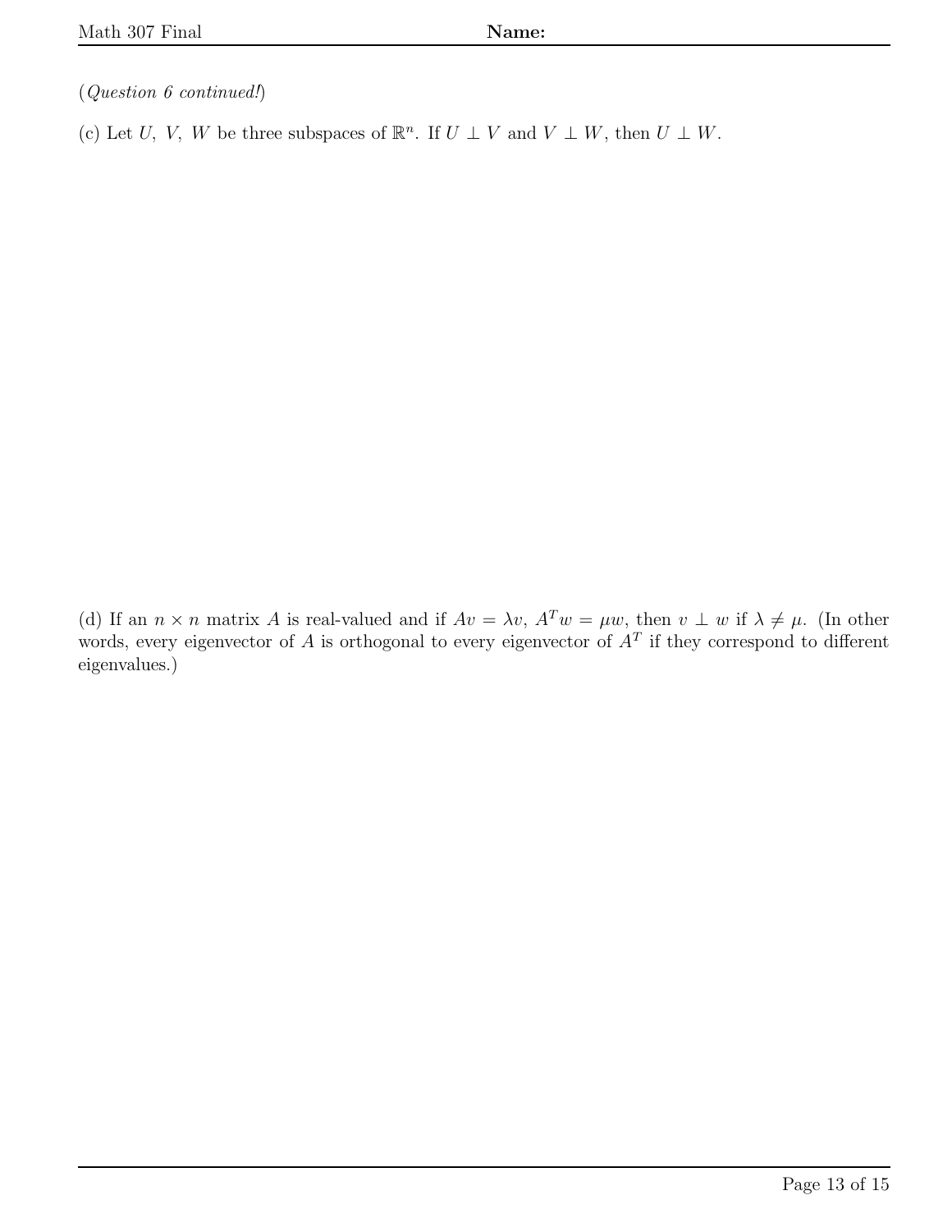(*Question 6 continued!*)

(c) Let $U,\ V,\ W$ be three subspaces of $\mathbb{R}^n$. If $U \perp V$ and $V \perp W$, then $U \perp W$.

(d) If an $n \times n$ matrix $A$ is real-valued and if $Av = \lambda v$, $A^T w = \mu w$, then $v \perp w$ if $\lambda \neq \mu$. (In other words, every eigenvector of $A$ is orthogonal to every eigenvector of $A^T$ if they correspond to different eigenvalues.)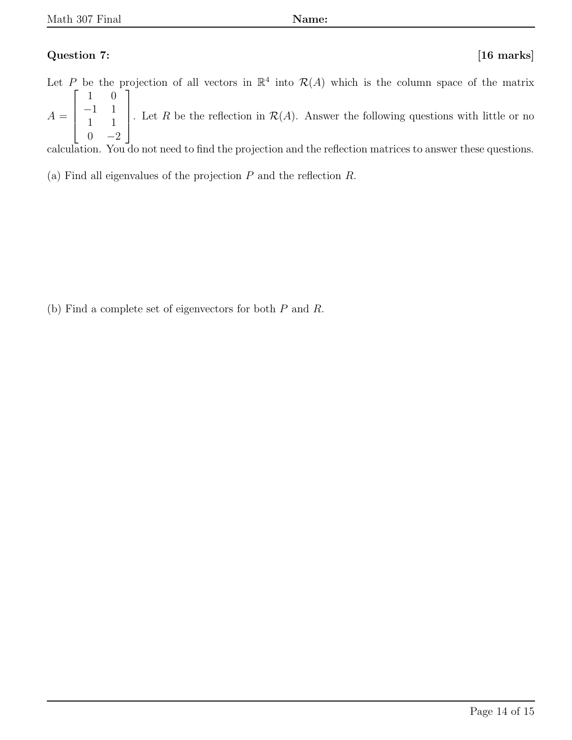**Question 7:** **[16 marks]**

Let $P$ be the projection of all vectors in $\mathbb{R}^4$ into $\mathcal{R}(A)$ which is the column space of the matrix $A = \begin{bmatrix} 1 & 0 \\ -1 & 1 \\ 1 & 1 \\ 0 & -2 \end{bmatrix}$. Let $R$ be the reflection in $\mathcal{R}(A)$. Answer the following questions with little or no calculation. You do not need to find the projection and the reflection matrices to answer these questions.

(a) Find all eigenvalues of the projection $P$ and the reflection $R$.

(b) Find a complete set of eigenvectors for both $P$ and $R$.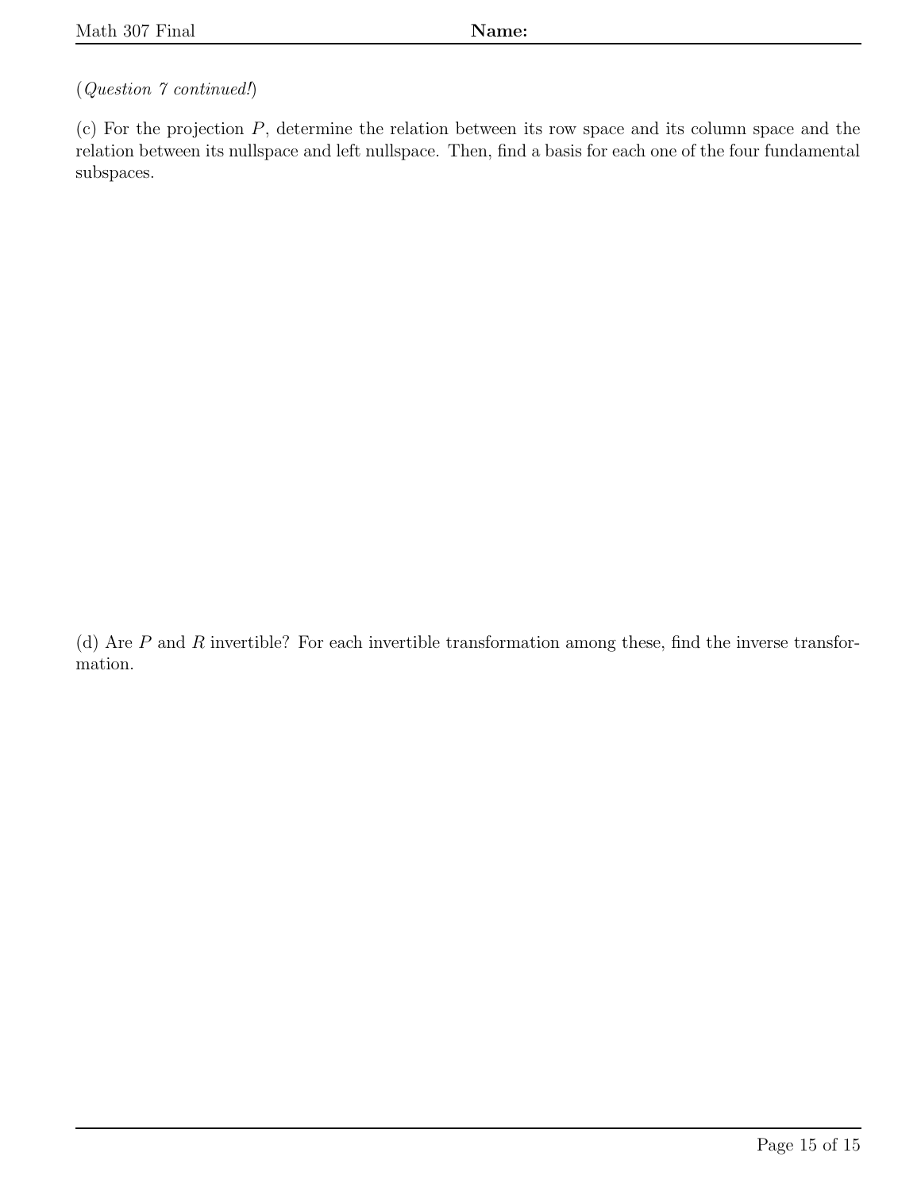(*Question 7 continued!*)

(c) For the projection $P$, determine the relation between its row space and its column space and the relation between its nullspace and left nullspace. Then, find a basis for each one of the four fundamental subspaces.

(d) Are $P$ and $R$ invertible? For each invertible transformation among these, find the inverse transformation.